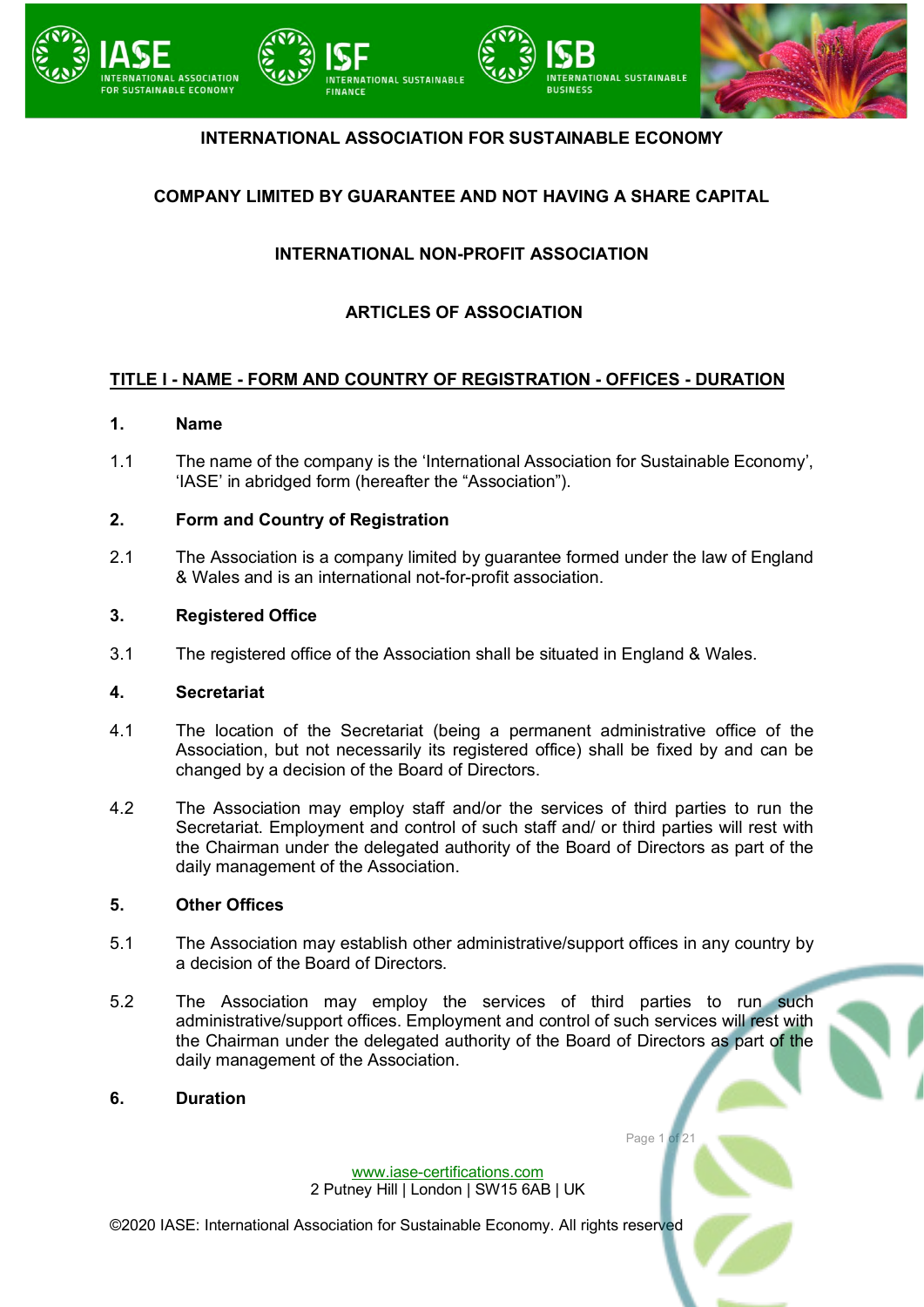# INTERNATIONAL ASSOCIATION FOR SUSTAINABLE ECONOMY

## COMPANY LIMITED BY GUARANTEE AND NOT HAVING A SHARE CAPITAL

## INTERNATIONAL NON-PROFIT ASSOCIATION

## ARTICLES OF ASSOCIATION

## TITLE I - NAME - FORM AND COUNTRY OF REGISTRATION - OFFICES - DURATION

### 1. Name

1.1 The name of the company is the 'International Association for Sustainable Economy', 'IASE' in abridged form (hereafter the "Association").

### 2. Form and Country of Registration

2.1 The Association is a company limited by guarantee formed under the law of England & Wales and is an international not-for-profit association.

### 3. Registered Office

3.1 The registered office of the Association shall be situated in England & Wales.

### 4. Secretariat

4.1 The location of the Secretariat (being a permanent administrative office of the Association, but not necessarily its registered office) shall be fixed by and can be changed by a decision of the Board of Directors.

4.2 The Association may employ staff and/or the services of third parties to run the Secretariat. Employment and control of such staff and/ or third parties will rest with the Chairman under the delegated authority of the Board of Directors as part of the daily management of the Association.

### 5. Other Offices

5.1 The Association may establish other administrative/support offices in any country by a decision of the Board of Directors.

5.2 The Association may employ the services of third parties to run such administrative/support offices. Employment and control of such services will rest with the Chairman under the delegated authority of the Board of Directors as part of the daily management of the Association.

### 6. Duration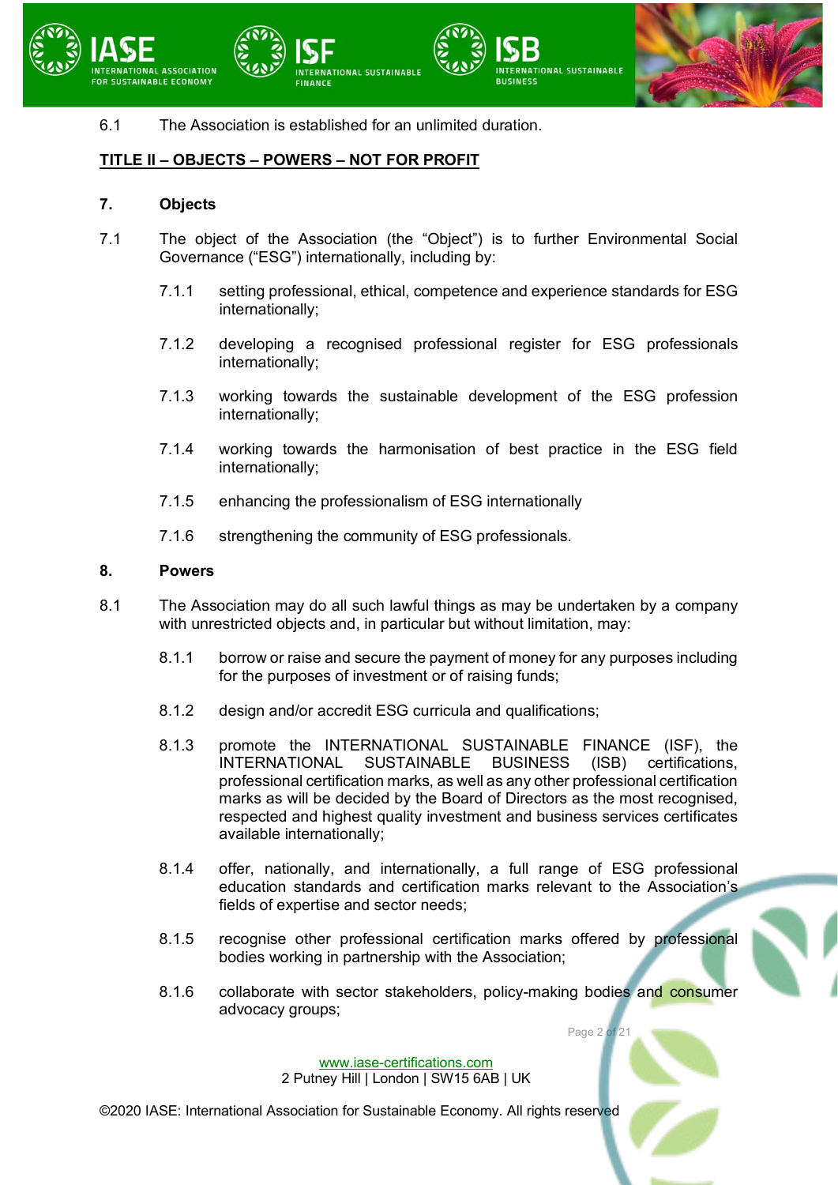6.1 The Association is established for an unlimited duration.

## TITLE II – OBJECTS – POWERS – NOT FOR PROFIT

### 7. Objects

7.1 The object of the Association (the “Object”) is to further Environmental Social Governance (“ESG”) internationally, including by:

7.1.1 setting professional, ethical, competence and experience standards for ESG internationally;

7.1.2 developing a recognised professional register for ESG professionals internationally;

7.1.3 working towards the sustainable development of the ESG profession internationally;

7.1.4 working towards the harmonisation of best practice in the ESG field internationally;

7.1.5 enhancing the professionalism of ESG internationally

7.1.6 strengthening the community of ESG professionals.

### 8. Powers

8.1 The Association may do all such lawful things as may be undertaken by a company with unrestricted objects and, in particular but without limitation, may:

8.1.1 borrow or raise and secure the payment of money for any purposes including for the purposes of investment or of raising funds;

8.1.2 design and/or accredit ESG curricula and qualifications;

8.1.3 promote the INTERNATIONAL SUSTAINABLE FINANCE (ISF), the INTERNATIONAL SUSTAINABLE BUSINESS (ISB) certifications, professional certification marks, as well as any other professional certification marks as will be decided by the Board of Directors as the most recognised, respected and highest quality investment and business services certificates available internationally;

8.1.4 offer, nationally, and internationally, a full range of ESG professional education standards and certification marks relevant to the Association’s fields of expertise and sector needs;

8.1.5 recognise other professional certification marks offered by professional bodies working in partnership with the Association;

8.1.6 collaborate with sector stakeholders, policy-making bodies and consumer advocacy groups;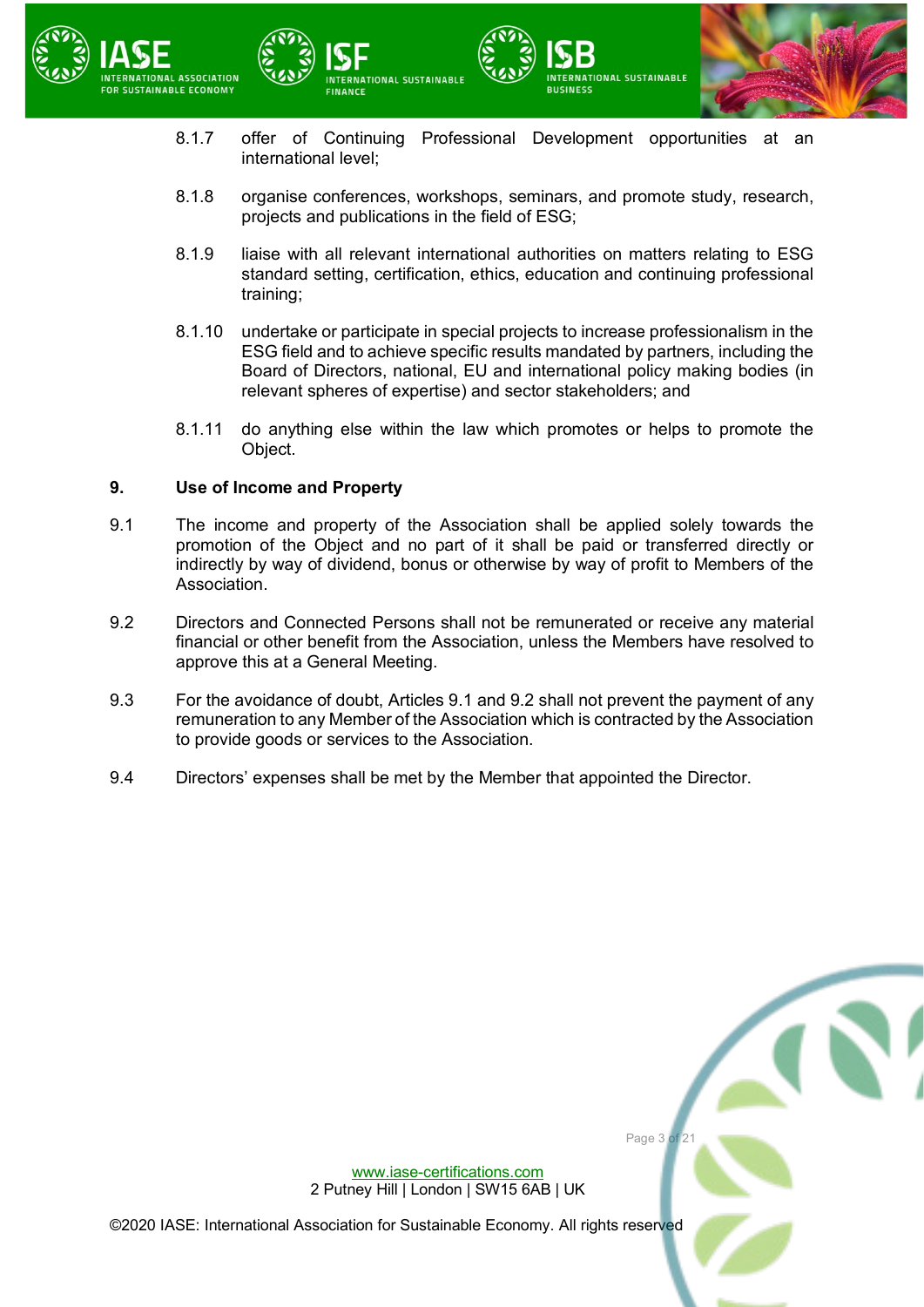8.1.7 offer of Continuing Professional Development opportunities at an international level;

8.1.8 organise conferences, workshops, seminars, and promote study, research, projects and publications in the field of ESG;

8.1.9 liaise with all relevant international authorities on matters relating to ESG standard setting, certification, ethics, education and continuing professional training;

8.1.10 undertake or participate in special projects to increase professionalism in the ESG field and to achieve specific results mandated by partners, including the Board of Directors, national, EU and international policy making bodies (in relevant spheres of expertise) and sector stakeholders; and

8.1.11 do anything else within the law which promotes or helps to promote the Object.

## 9. Use of Income and Property

9.1 The income and property of the Association shall be applied solely towards the promotion of the Object and no part of it shall be paid or transferred directly or indirectly by way of dividend, bonus or otherwise by way of profit to Members of the Association.

9.2 Directors and Connected Persons shall not be remunerated or receive any material financial or other benefit from the Association, unless the Members have resolved to approve this at a General Meeting.

9.3 For the avoidance of doubt, Articles 9.1 and 9.2 shall not prevent the payment of any remuneration to any Member of the Association which is contracted by the Association to provide goods or services to the Association.

9.4 Directors' expenses shall be met by the Member that appointed the Director.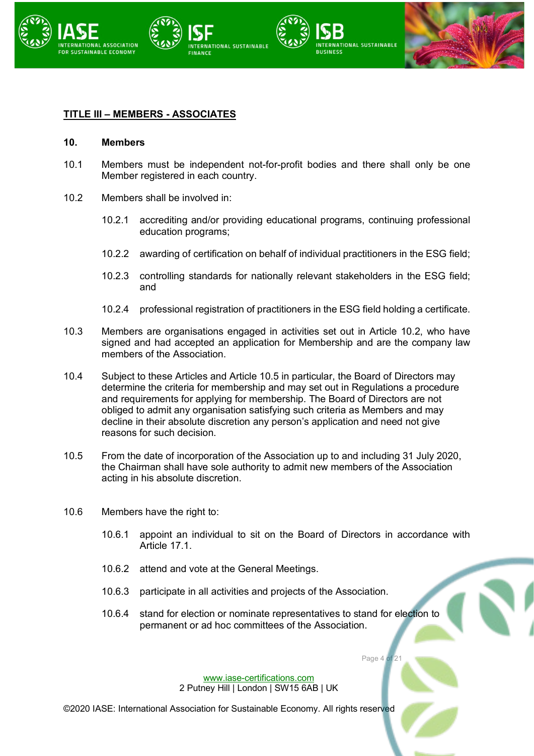## TITLE III – MEMBERS - ASSOCIATES

**10. Members**

10.1 Members must be independent not-for-profit bodies and there shall only be one Member registered in each country.

10.2 Members shall be involved in:

10.2.1 accrediting and/or providing educational programs, continuing professional education programs;

10.2.2 awarding of certification on behalf of individual practitioners in the ESG field;

10.2.3 controlling standards for nationally relevant stakeholders in the ESG field; and

10.2.4 professional registration of practitioners in the ESG field holding a certificate.

10.3 Members are organisations engaged in activities set out in Article 10.2, who have signed and had accepted an application for Membership and are the company law members of the Association.

10.4 Subject to these Articles and Article 10.5 in particular, the Board of Directors may determine the criteria for membership and may set out in Regulations a procedure and requirements for applying for membership. The Board of Directors are not obliged to admit any organisation satisfying such criteria as Members and may decline in their absolute discretion any person's application and need not give reasons for such decision.

10.5 From the date of incorporation of the Association up to and including 31 July 2020, the Chairman shall have sole authority to admit new members of the Association acting in his absolute discretion.

10.6 Members have the right to:

10.6.1 appoint an individual to sit on the Board of Directors in accordance with Article 17.1.

10.6.2 attend and vote at the General Meetings.

10.6.3 participate in all activities and projects of the Association.

10.6.4 stand for election or nominate representatives to stand for election to permanent or ad hoc committees of the Association.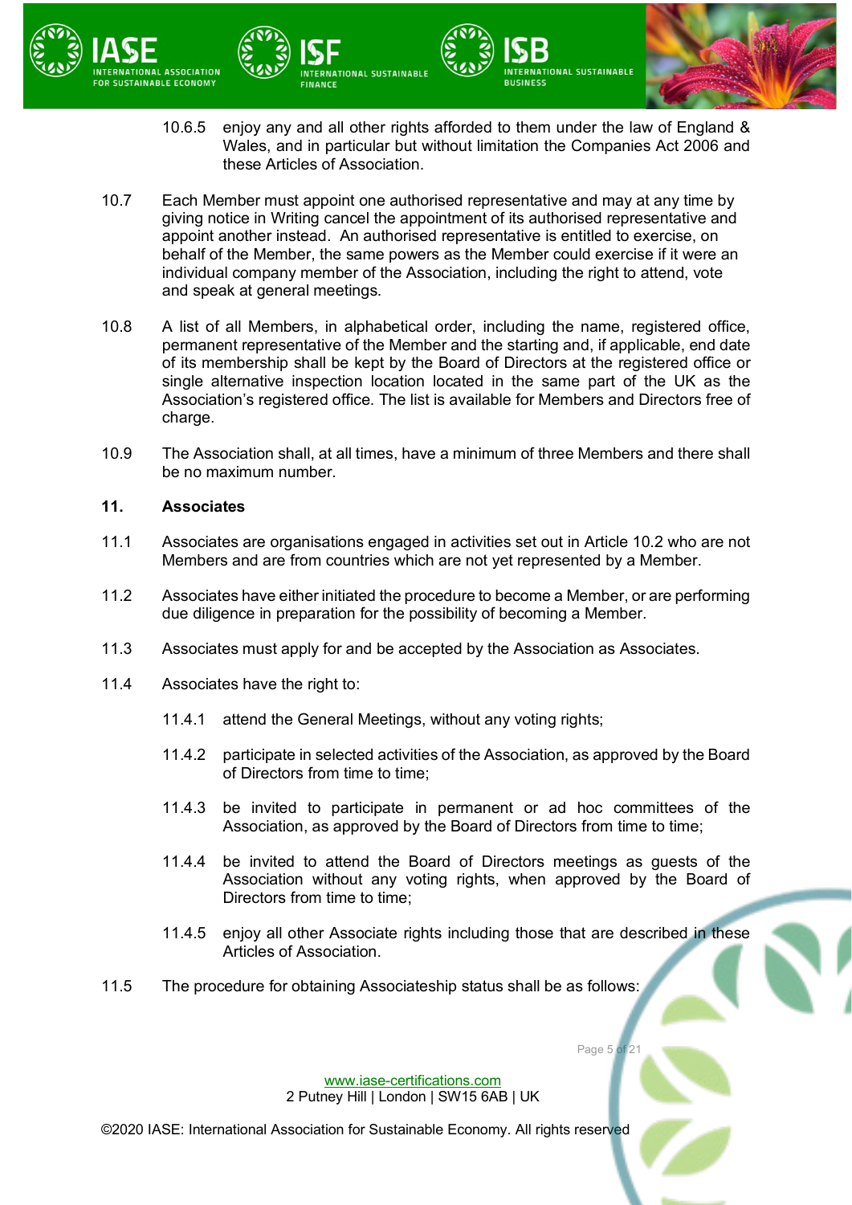10.6.5 enjoy any and all other rights afforded to them under the law of England & Wales, and in particular but without limitation the Companies Act 2006 and these Articles of Association.

10.7 Each Member must appoint one authorised representative and may at any time by giving notice in Writing cancel the appointment of its authorised representative and appoint another instead. An authorised representative is entitled to exercise, on behalf of the Member, the same powers as the Member could exercise if it were an individual company member of the Association, including the right to attend, vote and speak at general meetings.

10.8 A list of all Members, in alphabetical order, including the name, registered office, permanent representative of the Member and the starting and, if applicable, end date of its membership shall be kept by the Board of Directors at the registered office or single alternative inspection location located in the same part of the UK as the Association's registered office. The list is available for Members and Directors free of charge.

10.9 The Association shall, at all times, have a minimum of three Members and there shall be no maximum number.

## 11. Associates

11.1 Associates are organisations engaged in activities set out in Article 10.2 who are not Members and are from countries which are not yet represented by a Member.

11.2 Associates have either initiated the procedure to become a Member, or are performing due diligence in preparation for the possibility of becoming a Member.

11.3 Associates must apply for and be accepted by the Association as Associates.

11.4 Associates have the right to:

11.4.1 attend the General Meetings, without any voting rights;

11.4.2 participate in selected activities of the Association, as approved by the Board of Directors from time to time;

11.4.3 be invited to participate in permanent or ad hoc committees of the Association, as approved by the Board of Directors from time to time;

11.4.4 be invited to attend the Board of Directors meetings as guests of the Association without any voting rights, when approved by the Board of Directors from time to time;

11.4.5 enjoy all other Associate rights including those that are described in these Articles of Association.

11.5 The procedure for obtaining Associateship status shall be as follows: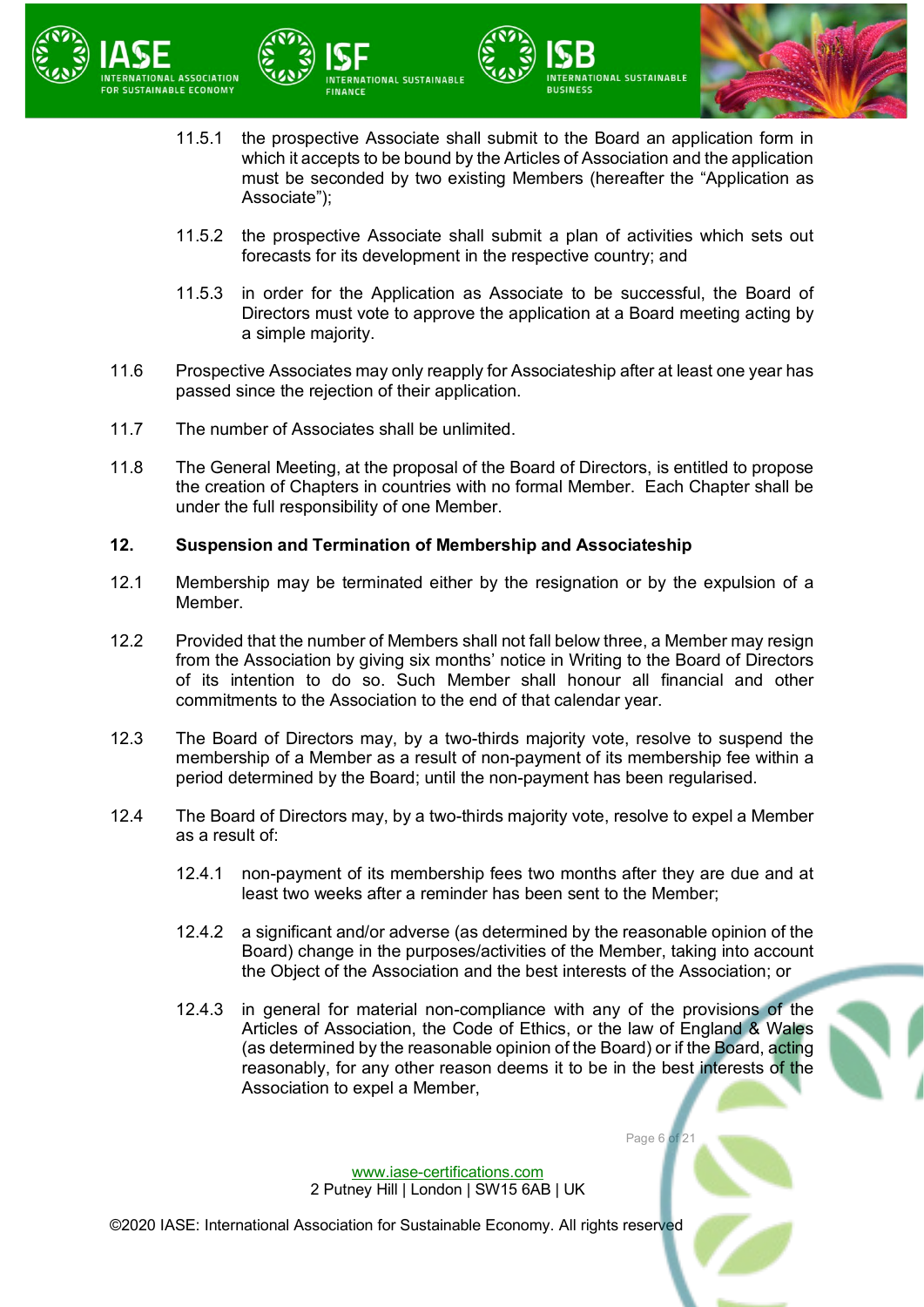11.5.1 the prospective Associate shall submit to the Board an application form in which it accepts to be bound by the Articles of Association and the application must be seconded by two existing Members (hereafter the "Application as Associate");

11.5.2 the prospective Associate shall submit a plan of activities which sets out forecasts for its development in the respective country; and

11.5.3 in order for the Application as Associate to be successful, the Board of Directors must vote to approve the application at a Board meeting acting by a simple majority.

11.6 Prospective Associates may only reapply for Associateship after at least one year has passed since the rejection of their application.

11.7 The number of Associates shall be unlimited.

11.8 The General Meeting, at the proposal of the Board of Directors, is entitled to propose the creation of Chapters in countries with no formal Member. Each Chapter shall be under the full responsibility of one Member.

## 12. Suspension and Termination of Membership and Associateship

12.1 Membership may be terminated either by the resignation or by the expulsion of a Member.

12.2 Provided that the number of Members shall not fall below three, a Member may resign from the Association by giving six months' notice in Writing to the Board of Directors of its intention to do so. Such Member shall honour all financial and other commitments to the Association to the end of that calendar year.

12.3 The Board of Directors may, by a two-thirds majority vote, resolve to suspend the membership of a Member as a result of non-payment of its membership fee within a period determined by the Board; until the non-payment has been regularised.

12.4 The Board of Directors may, by a two-thirds majority vote, resolve to expel a Member as a result of:

12.4.1 non-payment of its membership fees two months after they are due and at least two weeks after a reminder has been sent to the Member;

12.4.2 a significant and/or adverse (as determined by the reasonable opinion of the Board) change in the purposes/activities of the Member, taking into account the Object of the Association and the best interests of the Association; or

12.4.3 in general for material non-compliance with any of the provisions of the Articles of Association, the Code of Ethics, or the law of England & Wales (as determined by the reasonable opinion of the Board) or if the Board, acting reasonably, for any other reason deems it to be in the best interests of the Association to expel a Member,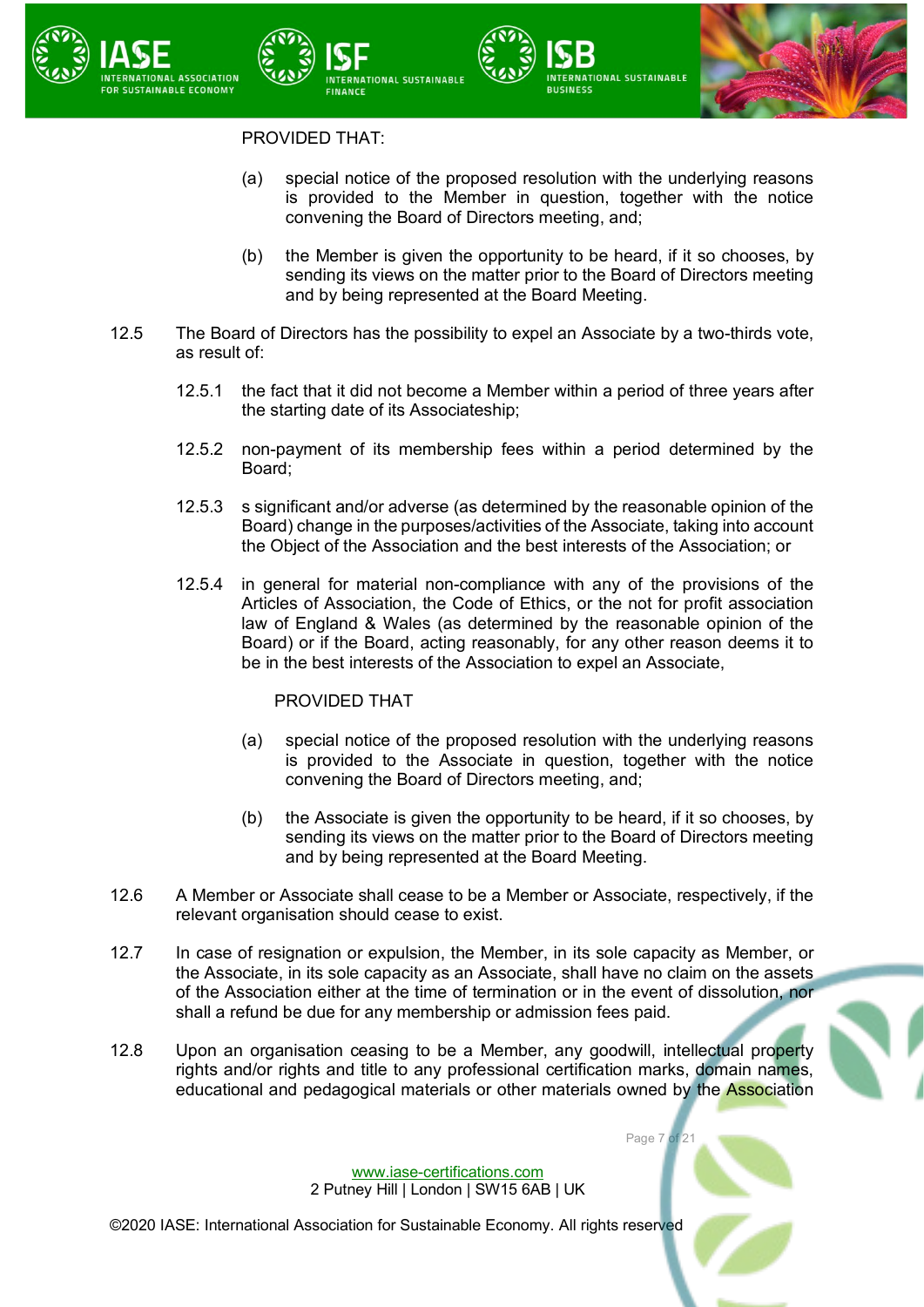PROVIDED THAT:

(a) special notice of the proposed resolution with the underlying reasons is provided to the Member in question, together with the notice convening the Board of Directors meeting, and;

(b) the Member is given the opportunity to be heard, if it so chooses, by sending its views on the matter prior to the Board of Directors meeting and by being represented at the Board Meeting.

12.5 The Board of Directors has the possibility to expel an Associate by a two-thirds vote, as result of:

12.5.1 the fact that it did not become a Member within a period of three years after the starting date of its Associateship;

12.5.2 non-payment of its membership fees within a period determined by the Board;

12.5.3 s significant and/or adverse (as determined by the reasonable opinion of the Board) change in the purposes/activities of the Associate, taking into account the Object of the Association and the best interests of the Association; or

12.5.4 in general for material non-compliance with any of the provisions of the Articles of Association, the Code of Ethics, or the not for profit association law of England & Wales (as determined by the reasonable opinion of the Board) or if the Board, acting reasonably, for any other reason deems it to be in the best interests of the Association to expel an Associate,

PROVIDED THAT

(a) special notice of the proposed resolution with the underlying reasons is provided to the Associate in question, together with the notice convening the Board of Directors meeting, and;

(b) the Associate is given the opportunity to be heard, if it so chooses, by sending its views on the matter prior to the Board of Directors meeting and by being represented at the Board Meeting.

12.6 A Member or Associate shall cease to be a Member or Associate, respectively, if the relevant organisation should cease to exist.

12.7 In case of resignation or expulsion, the Member, in its sole capacity as Member, or the Associate, in its sole capacity as an Associate, shall have no claim on the assets of the Association either at the time of termination or in the event of dissolution, nor shall a refund be due for any membership or admission fees paid.

12.8 Upon an organisation ceasing to be a Member, any goodwill, intellectual property rights and/or rights and title to any professional certification marks, domain names, educational and pedagogical materials or other materials owned by the Association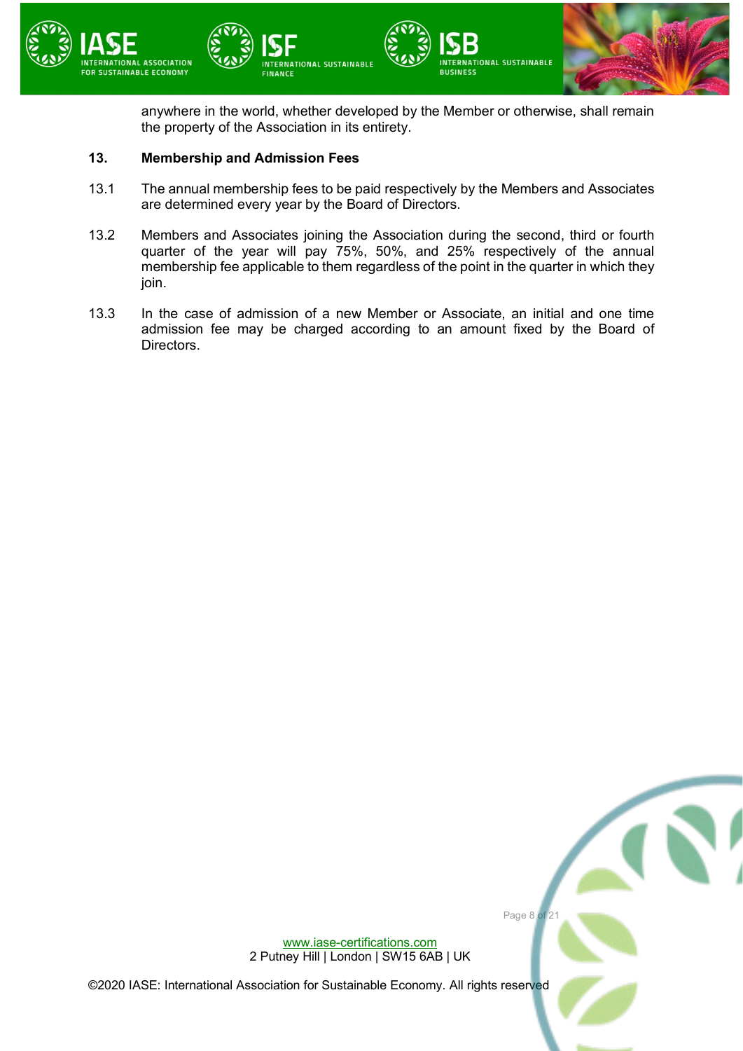anywhere in the world, whether developed by the Member or otherwise, shall remain the property of the Association in its entirety.

## 13. Membership and Admission Fees

13.1 The annual membership fees to be paid respectively by the Members and Associates are determined every year by the Board of Directors.

13.2 Members and Associates joining the Association during the second, third or fourth quarter of the year will pay 75%, 50%, and 25% respectively of the annual membership fee applicable to them regardless of the point in the quarter in which they join.

13.3 In the case of admission of a new Member or Associate, an initial and one time admission fee may be charged according to an amount fixed by the Board of Directors.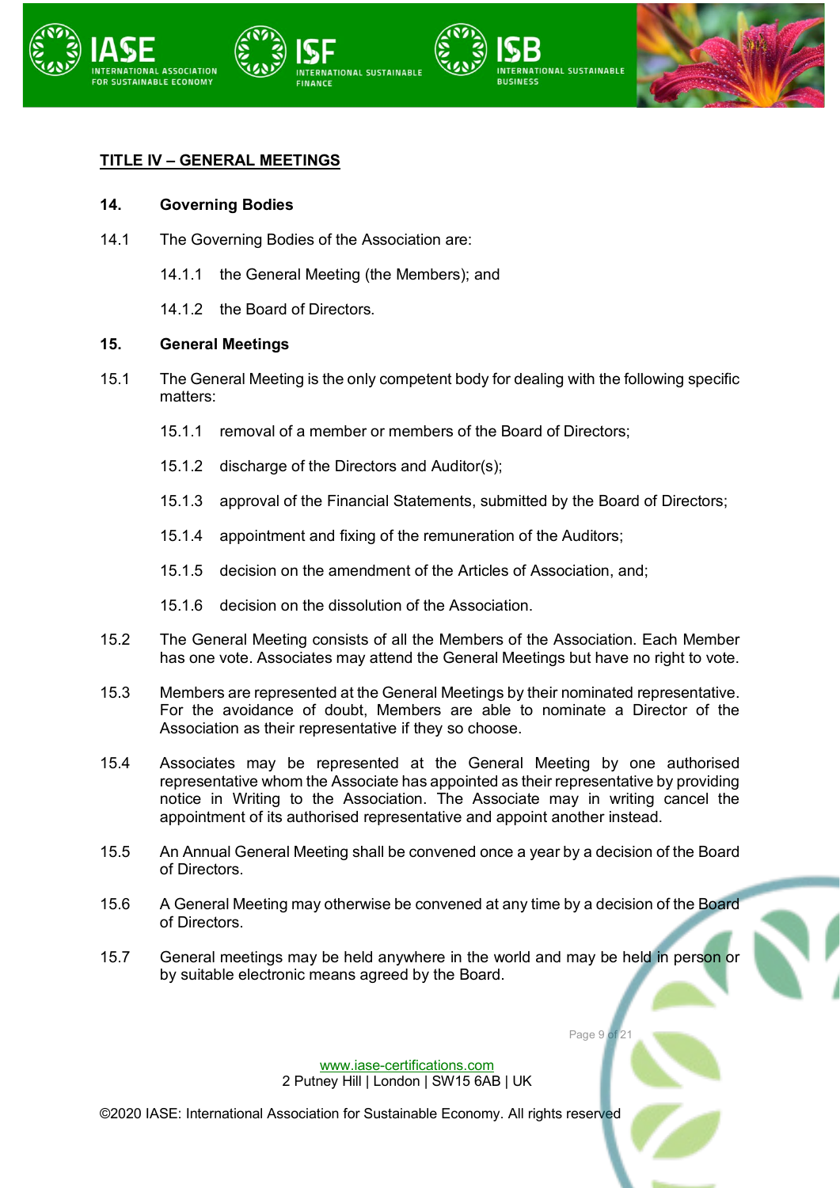## TITLE IV – GENERAL MEETINGS

### 14. Governing Bodies

14.1 The Governing Bodies of the Association are:

- 14.1.1 the General Meeting (the Members); and
- 14.1.2 the Board of Directors.

### 15. General Meetings

15.1 The General Meeting is the only competent body for dealing with the following specific matters:

- 15.1.1 removal of a member or members of the Board of Directors;
- 15.1.2 discharge of the Directors and Auditor(s);
- 15.1.3 approval of the Financial Statements, submitted by the Board of Directors;
- 15.1.4 appointment and fixing of the remuneration of the Auditors;
- 15.1.5 decision on the amendment of the Articles of Association, and;
- 15.1.6 decision on the dissolution of the Association.

15.2 The General Meeting consists of all the Members of the Association. Each Member has one vote. Associates may attend the General Meetings but have no right to vote.

15.3 Members are represented at the General Meetings by their nominated representative. For the avoidance of doubt, Members are able to nominate a Director of the Association as their representative if they so choose.

15.4 Associates may be represented at the General Meeting by one authorised representative whom the Associate has appointed as their representative by providing notice in Writing to the Association. The Associate may in writing cancel the appointment of its authorised representative and appoint another instead.

15.5 An Annual General Meeting shall be convened once a year by a decision of the Board of Directors.

15.6 A General Meeting may otherwise be convened at any time by a decision of the Board of Directors.

15.7 General meetings may be held anywhere in the world and may be held in person or by suitable electronic means agreed by the Board.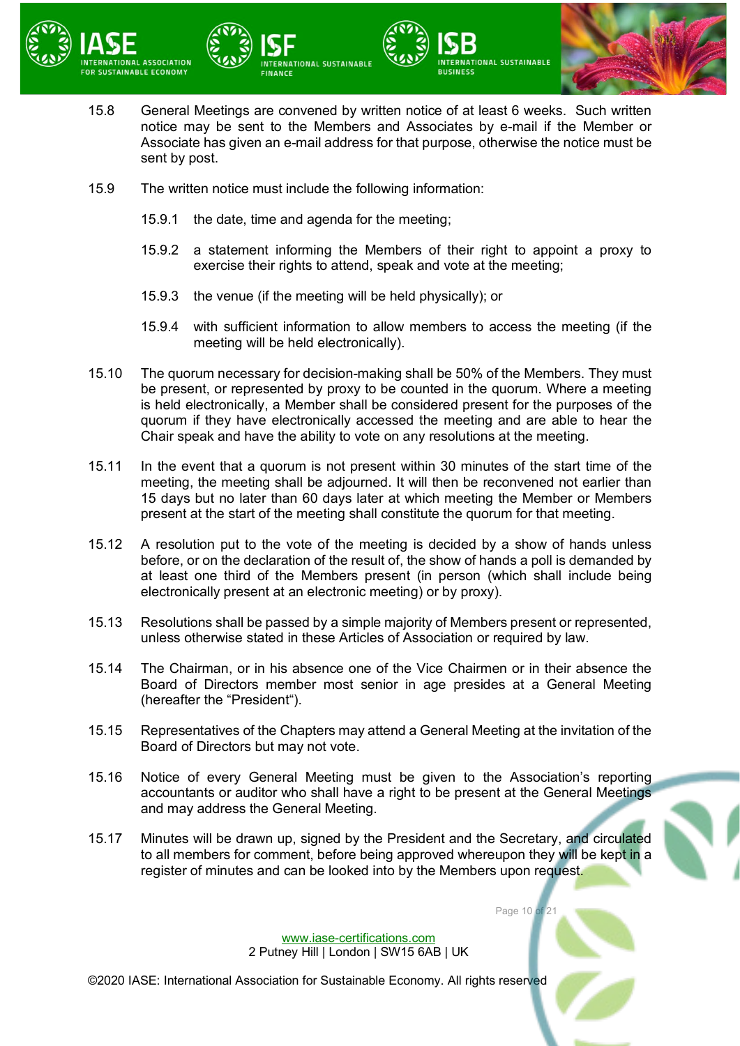15.8 General Meetings are convened by written notice of at least 6 weeks. Such written notice may be sent to the Members and Associates by e-mail if the Member or Associate has given an e-mail address for that purpose, otherwise the notice must be sent by post.

15.9 The written notice must include the following information:

15.9.1 the date, time and agenda for the meeting;

15.9.2 a statement informing the Members of their right to appoint a proxy to exercise their rights to attend, speak and vote at the meeting;

15.9.3 the venue (if the meeting will be held physically); or

15.9.4 with sufficient information to allow members to access the meeting (if the meeting will be held electronically).

15.10 The quorum necessary for decision-making shall be 50% of the Members. They must be present, or represented by proxy to be counted in the quorum. Where a meeting is held electronically, a Member shall be considered present for the purposes of the quorum if they have electronically accessed the meeting and are able to hear the Chair speak and have the ability to vote on any resolutions at the meeting.

15.11 In the event that a quorum is not present within 30 minutes of the start time of the meeting, the meeting shall be adjourned. It will then be reconvened not earlier than 15 days but no later than 60 days later at which meeting the Member or Members present at the start of the meeting shall constitute the quorum for that meeting.

15.12 A resolution put to the vote of the meeting is decided by a show of hands unless before, or on the declaration of the result of, the show of hands a poll is demanded by at least one third of the Members present (in person (which shall include being electronically present at an electronic meeting) or by proxy).

15.13 Resolutions shall be passed by a simple majority of Members present or represented, unless otherwise stated in these Articles of Association or required by law.

15.14 The Chairman, or in his absence one of the Vice Chairmen or in their absence the Board of Directors member most senior in age presides at a General Meeting (hereafter the "President").

15.15 Representatives of the Chapters may attend a General Meeting at the invitation of the Board of Directors but may not vote.

15.16 Notice of every General Meeting must be given to the Association's reporting accountants or auditor who shall have a right to be present at the General Meetings and may address the General Meeting.

15.17 Minutes will be drawn up, signed by the President and the Secretary, and circulated to all members for comment, before being approved whereupon they will be kept in a register of minutes and can be looked into by the Members upon request.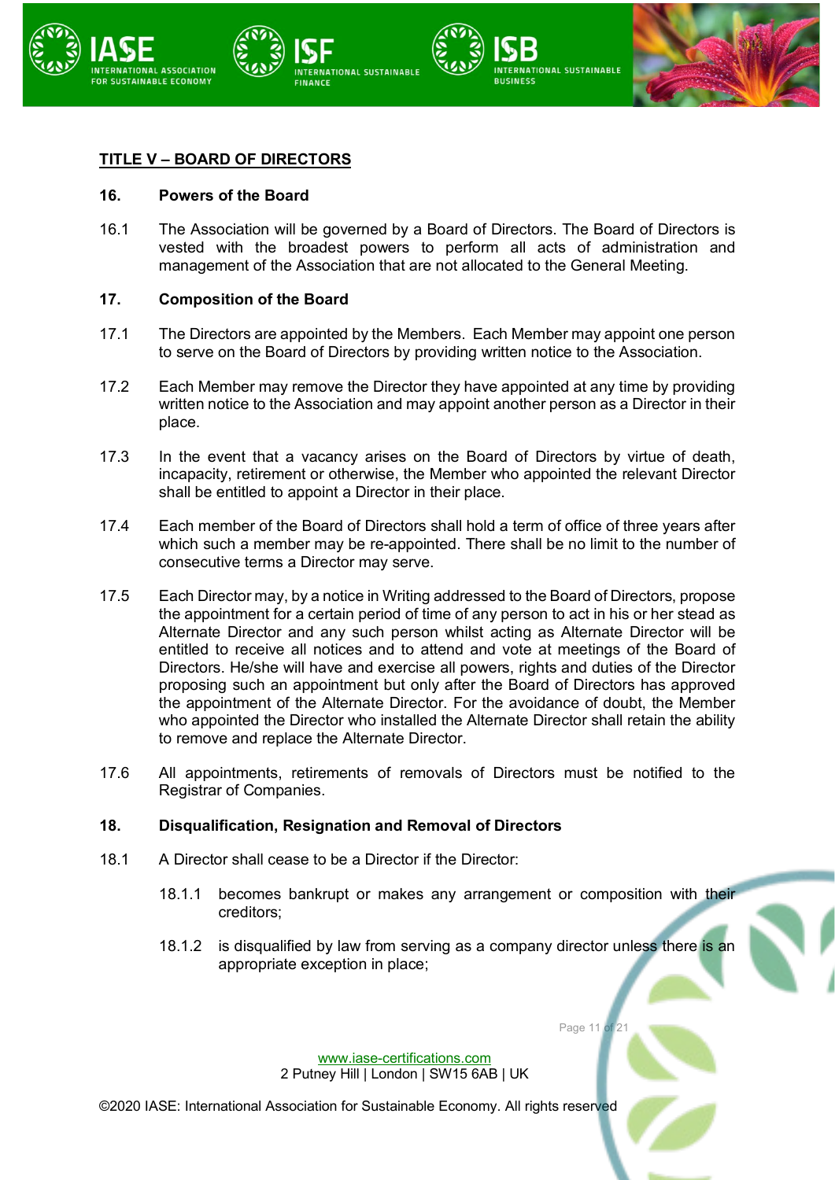## TITLE V – BOARD OF DIRECTORS

### 16. Powers of the Board

16.1 The Association will be governed by a Board of Directors. The Board of Directors is vested with the broadest powers to perform all acts of administration and management of the Association that are not allocated to the General Meeting.

### 17. Composition of the Board

17.1 The Directors are appointed by the Members. Each Member may appoint one person to serve on the Board of Directors by providing written notice to the Association.

17.2 Each Member may remove the Director they have appointed at any time by providing written notice to the Association and may appoint another person as a Director in their place.

17.3 In the event that a vacancy arises on the Board of Directors by virtue of death, incapacity, retirement or otherwise, the Member who appointed the relevant Director shall be entitled to appoint a Director in their place.

17.4 Each member of the Board of Directors shall hold a term of office of three years after which such a member may be re-appointed. There shall be no limit to the number of consecutive terms a Director may serve.

17.5 Each Director may, by a notice in Writing addressed to the Board of Directors, propose the appointment for a certain period of time of any person to act in his or her stead as Alternate Director and any such person whilst acting as Alternate Director will be entitled to receive all notices and to attend and vote at meetings of the Board of Directors. He/she will have and exercise all powers, rights and duties of the Director proposing such an appointment but only after the Board of Directors has approved the appointment of the Alternate Director. For the avoidance of doubt, the Member who appointed the Director who installed the Alternate Director shall retain the ability to remove and replace the Alternate Director.

17.6 All appointments, retirements of removals of Directors must be notified to the Registrar of Companies.

### 18. Disqualification, Resignation and Removal of Directors

18.1 A Director shall cease to be a Director if the Director:

18.1.1 becomes bankrupt or makes any arrangement or composition with their creditors;

18.1.2 is disqualified by law from serving as a company director unless there is an appropriate exception in place;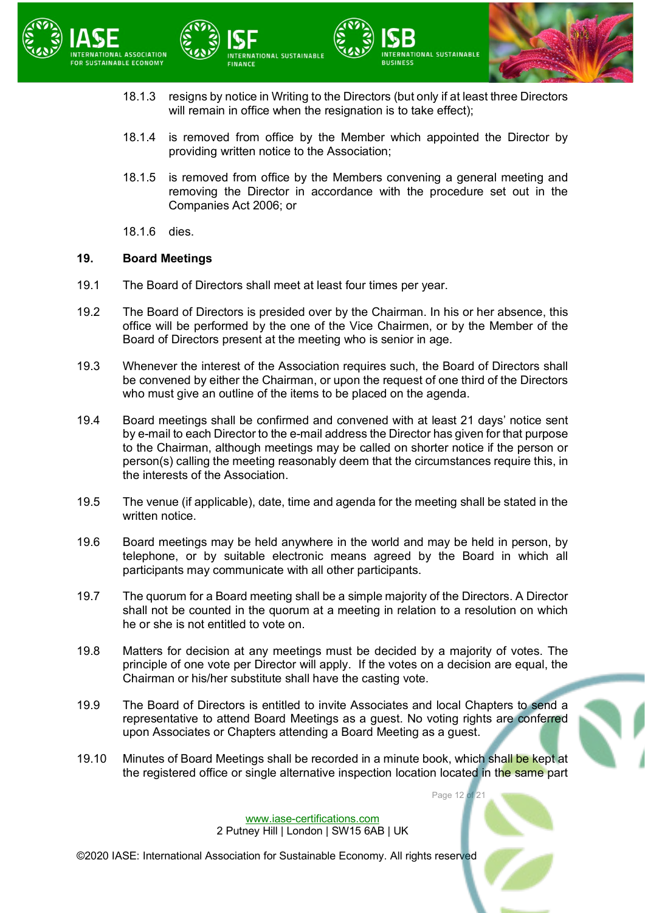18.1.3 resigns by notice in Writing to the Directors (but only if at least three Directors will remain in office when the resignation is to take effect);

18.1.4 is removed from office by the Member which appointed the Director by providing written notice to the Association;

18.1.5 is removed from office by the Members convening a general meeting and removing the Director in accordance with the procedure set out in the Companies Act 2006; or

18.1.6 dies.

## 19. Board Meetings

19.1 The Board of Directors shall meet at least four times per year.

19.2 The Board of Directors is presided over by the Chairman. In his or her absence, this office will be performed by the one of the Vice Chairmen, or by the Member of the Board of Directors present at the meeting who is senior in age.

19.3 Whenever the interest of the Association requires such, the Board of Directors shall be convened by either the Chairman, or upon the request of one third of the Directors who must give an outline of the items to be placed on the agenda.

19.4 Board meetings shall be confirmed and convened with at least 21 days' notice sent by e-mail to each Director to the e-mail address the Director has given for that purpose to the Chairman, although meetings may be called on shorter notice if the person or person(s) calling the meeting reasonably deem that the circumstances require this, in the interests of the Association.

19.5 The venue (if applicable), date, time and agenda for the meeting shall be stated in the written notice.

19.6 Board meetings may be held anywhere in the world and may be held in person, by telephone, or by suitable electronic means agreed by the Board in which all participants may communicate with all other participants.

19.7 The quorum for a Board meeting shall be a simple majority of the Directors. A Director shall not be counted in the quorum at a meeting in relation to a resolution on which he or she is not entitled to vote on.

19.8 Matters for decision at any meetings must be decided by a majority of votes. The principle of one vote per Director will apply. If the votes on a decision are equal, the Chairman or his/her substitute shall have the casting vote.

19.9 The Board of Directors is entitled to invite Associates and local Chapters to send a representative to attend Board Meetings as a guest. No voting rights are conferred upon Associates or Chapters attending a Board Meeting as a guest.

19.10 Minutes of Board Meetings shall be recorded in a minute book, which shall be kept at the registered office or single alternative inspection location located in the same part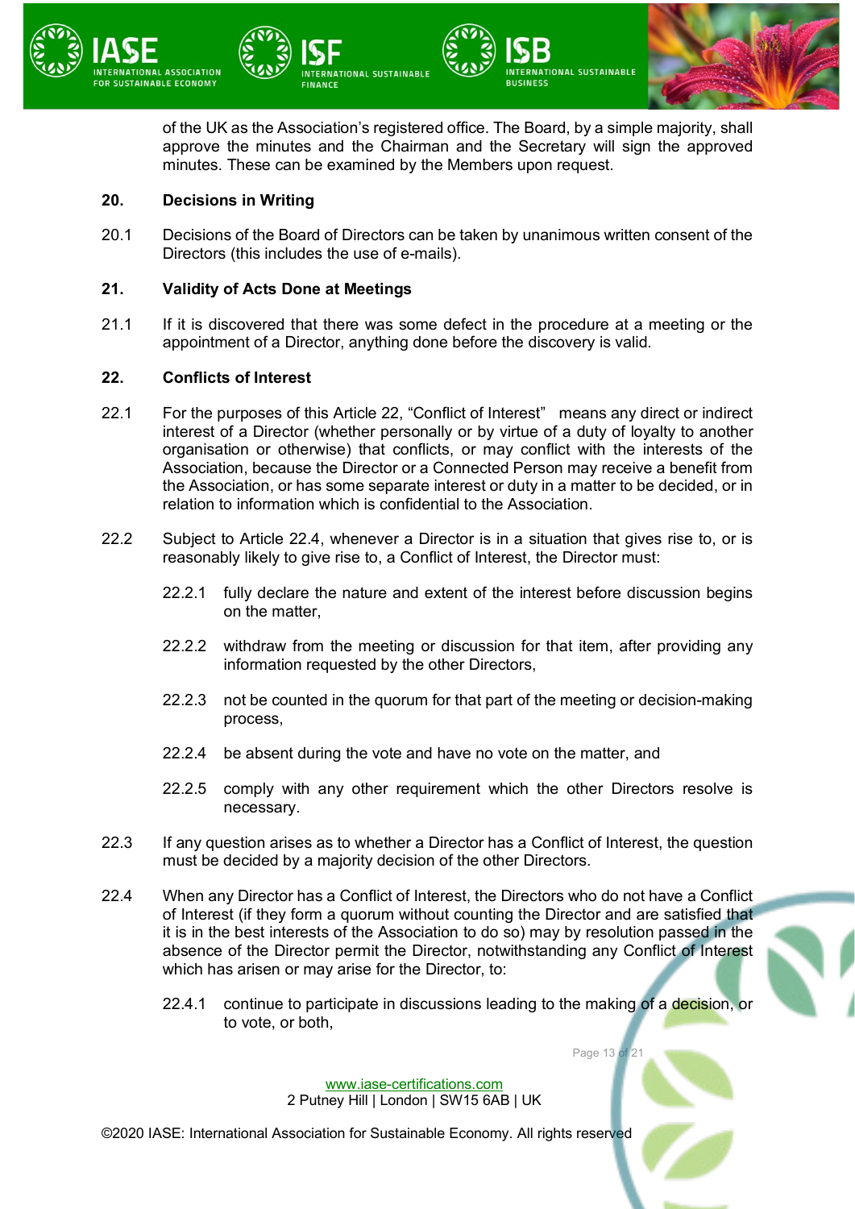of the UK as the Association's registered office. The Board, by a simple majority, shall approve the minutes and the Chairman and the Secretary will sign the approved minutes. These can be examined by the Members upon request.

## 20. Decisions in Writing

20.1 Decisions of the Board of Directors can be taken by unanimous written consent of the Directors (this includes the use of e-mails).

## 21. Validity of Acts Done at Meetings

21.1 If it is discovered that there was some defect in the procedure at a meeting or the appointment of a Director, anything done before the discovery is valid.

## 22. Conflicts of Interest

22.1 For the purposes of this Article 22, "Conflict of Interest" means any direct or indirect interest of a Director (whether personally or by virtue of a duty of loyalty to another organisation or otherwise) that conflicts, or may conflict with the interests of the Association, because the Director or a Connected Person may receive a benefit from the Association, or has some separate interest or duty in a matter to be decided, or in relation to information which is confidential to the Association.

22.2 Subject to Article 22.4, whenever a Director is in a situation that gives rise to, or is reasonably likely to give rise to, a Conflict of Interest, the Director must:

22.2.1 fully declare the nature and extent of the interest before discussion begins on the matter,

22.2.2 withdraw from the meeting or discussion for that item, after providing any information requested by the other Directors,

22.2.3 not be counted in the quorum for that part of the meeting or decision-making process,

22.2.4 be absent during the vote and have no vote on the matter, and

22.2.5 comply with any other requirement which the other Directors resolve is necessary.

22.3 If any question arises as to whether a Director has a Conflict of Interest, the question must be decided by a majority decision of the other Directors.

22.4 When any Director has a Conflict of Interest, the Directors who do not have a Conflict of Interest (if they form a quorum without counting the Director and are satisfied that it is in the best interests of the Association to do so) may by resolution passed in the absence of the Director permit the Director, notwithstanding any Conflict of Interest which has arisen or may arise for the Director, to:

22.4.1 continue to participate in discussions leading to the making of a decision, or to vote, or both,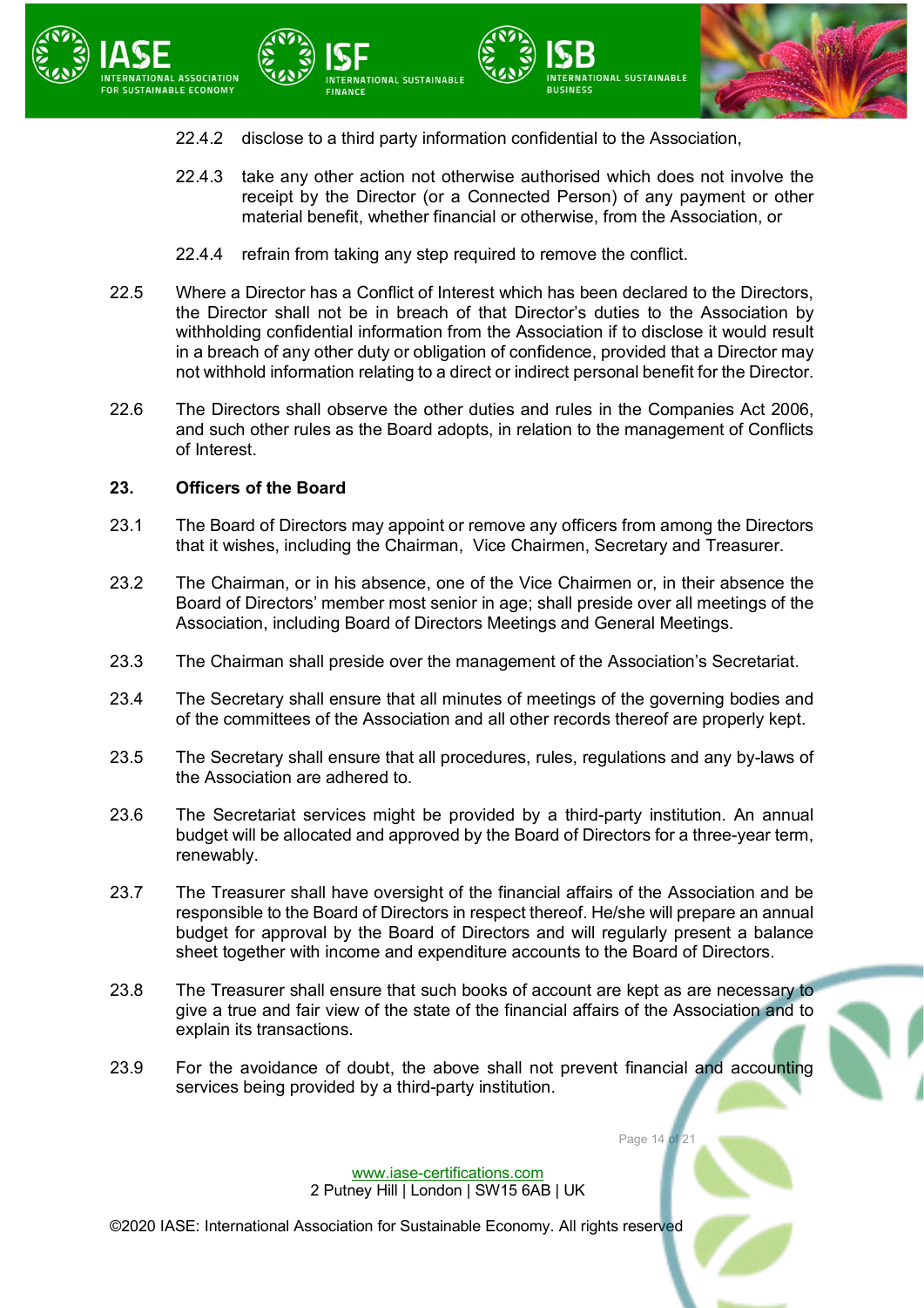22.4.2 disclose to a third party information confidential to the Association,

22.4.3 take any other action not otherwise authorised which does not involve the receipt by the Director (or a Connected Person) of any payment or other material benefit, whether financial or otherwise, from the Association, or

22.4.4 refrain from taking any step required to remove the conflict.

22.5 Where a Director has a Conflict of Interest which has been declared to the Directors, the Director shall not be in breach of that Director's duties to the Association by withholding confidential information from the Association if to disclose it would result in a breach of any other duty or obligation of confidence, provided that a Director may not withhold information relating to a direct or indirect personal benefit for the Director.

22.6 The Directors shall observe the other duties and rules in the Companies Act 2006, and such other rules as the Board adopts, in relation to the management of Conflicts of Interest.

## 23. Officers of the Board

23.1 The Board of Directors may appoint or remove any officers from among the Directors that it wishes, including the Chairman, Vice Chairmen, Secretary and Treasurer.

23.2 The Chairman, or in his absence, one of the Vice Chairmen or, in their absence the Board of Directors' member most senior in age; shall preside over all meetings of the Association, including Board of Directors Meetings and General Meetings.

23.3 The Chairman shall preside over the management of the Association's Secretariat.

23.4 The Secretary shall ensure that all minutes of meetings of the governing bodies and of the committees of the Association and all other records thereof are properly kept.

23.5 The Secretary shall ensure that all procedures, rules, regulations and any by-laws of the Association are adhered to.

23.6 The Secretariat services might be provided by a third-party institution. An annual budget will be allocated and approved by the Board of Directors for a three-year term, renewably.

23.7 The Treasurer shall have oversight of the financial affairs of the Association and be responsible to the Board of Directors in respect thereof. He/she will prepare an annual budget for approval by the Board of Directors and will regularly present a balance sheet together with income and expenditure accounts to the Board of Directors.

23.8 The Treasurer shall ensure that such books of account are kept as are necessary to give a true and fair view of the state of the financial affairs of the Association and to explain its transactions.

23.9 For the avoidance of doubt, the above shall not prevent financial and accounting services being provided by a third-party institution.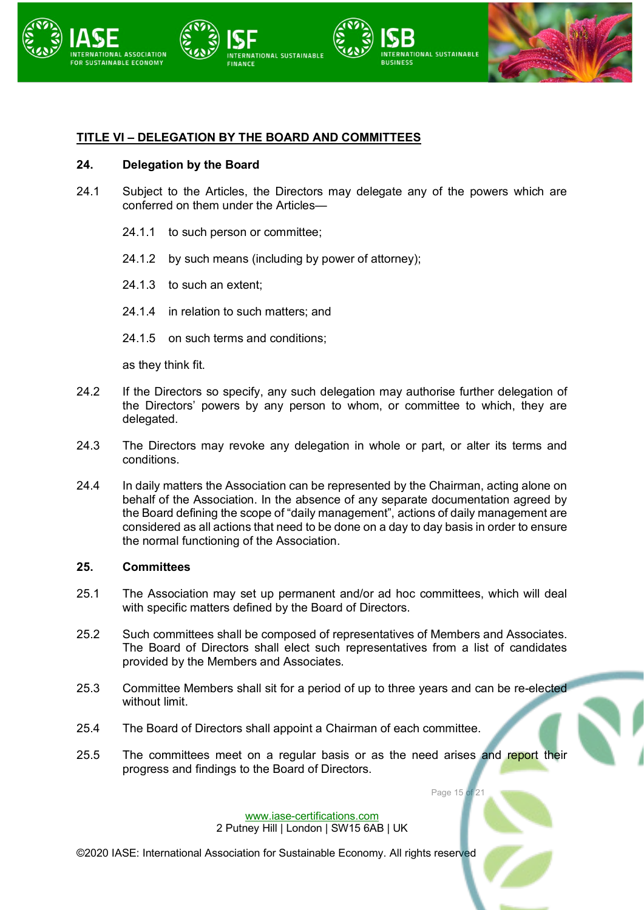## TITLE VI – DELEGATION BY THE BOARD AND COMMITTEES

### 24. Delegation by the Board

24.1 Subject to the Articles, the Directors may delegate any of the powers which are conferred on them under the Articles—

24.1.1 to such person or committee;

24.1.2 by such means (including by power of attorney);

24.1.3 to such an extent;

24.1.4 in relation to such matters; and

24.1.5 on such terms and conditions;

as they think fit.

24.2 If the Directors so specify, any such delegation may authorise further delegation of the Directors' powers by any person to whom, or committee to which, they are delegated.

24.3 The Directors may revoke any delegation in whole or part, or alter its terms and conditions.

24.4 In daily matters the Association can be represented by the Chairman, acting alone on behalf of the Association. In the absence of any separate documentation agreed by the Board defining the scope of "daily management", actions of daily management are considered as all actions that need to be done on a day to day basis in order to ensure the normal functioning of the Association.

### 25. Committees

25.1 The Association may set up permanent and/or ad hoc committees, which will deal with specific matters defined by the Board of Directors.

25.2 Such committees shall be composed of representatives of Members and Associates. The Board of Directors shall elect such representatives from a list of candidates provided by the Members and Associates.

25.3 Committee Members shall sit for a period of up to three years and can be re-elected without limit.

25.4 The Board of Directors shall appoint a Chairman of each committee.

25.5 The committees meet on a regular basis or as the need arises and report their progress and findings to the Board of Directors.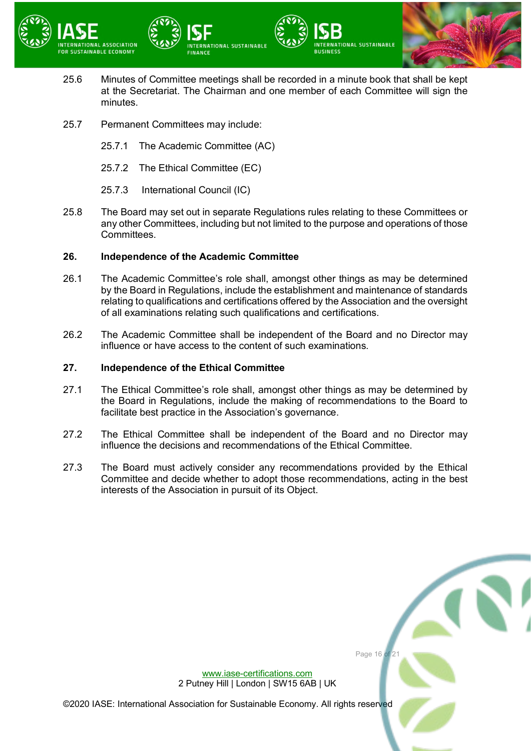25.6 Minutes of Committee meetings shall be recorded in a minute book that shall be kept at the Secretariat. The Chairman and one member of each Committee will sign the minutes.

25.7 Permanent Committees may include:

25.7.1 The Academic Committee (AC)

25.7.2 The Ethical Committee (EC)

25.7.3 International Council (IC)

25.8 The Board may set out in separate Regulations rules relating to these Committees or any other Committees, including but not limited to the purpose and operations of those Committees.

**26. Independence of the Academic Committee**

26.1 The Academic Committee's role shall, amongst other things as may be determined by the Board in Regulations, include the establishment and maintenance of standards relating to qualifications and certifications offered by the Association and the oversight of all examinations relating such qualifications and certifications.

26.2 The Academic Committee shall be independent of the Board and no Director may influence or have access to the content of such examinations.

**27. Independence of the Ethical Committee**

27.1 The Ethical Committee's role shall, amongst other things as may be determined by the Board in Regulations, include the making of recommendations to the Board to facilitate best practice in the Association's governance.

27.2 The Ethical Committee shall be independent of the Board and no Director may influence the decisions and recommendations of the Ethical Committee.

27.3 The Board must actively consider any recommendations provided by the Ethical Committee and decide whether to adopt those recommendations, acting in the best interests of the Association in pursuit of its Object.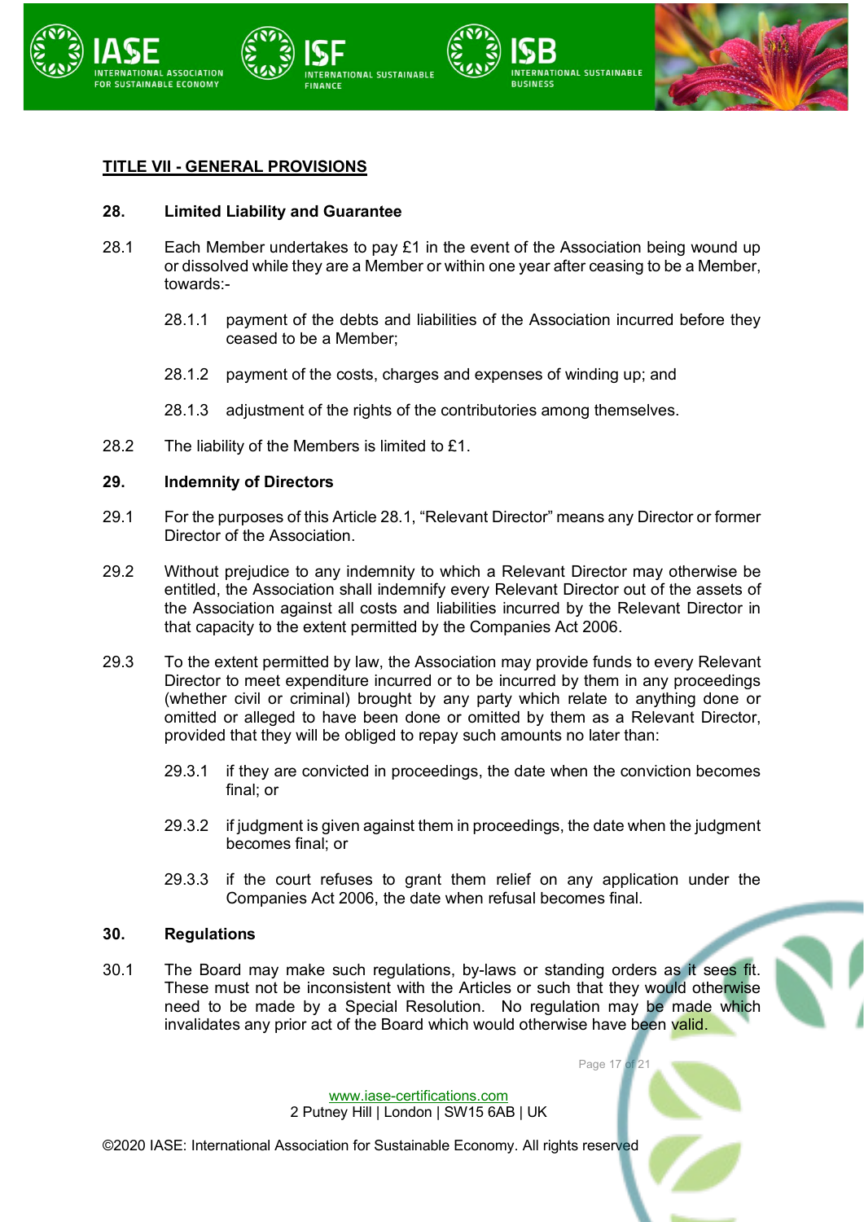## TITLE VII - GENERAL PROVISIONS

### 28. Limited Liability and Guarantee

28.1 Each Member undertakes to pay £1 in the event of the Association being wound up or dissolved while they are a Member or within one year after ceasing to be a Member, towards:-

- 28.1.1 payment of the debts and liabilities of the Association incurred before they ceased to be a Member;
- 28.1.2 payment of the costs, charges and expenses of winding up; and
- 28.1.3 adjustment of the rights of the contributories among themselves.

28.2 The liability of the Members is limited to £1.

### 29. Indemnity of Directors

29.1 For the purposes of this Article 28.1, "Relevant Director" means any Director or former Director of the Association.

29.2 Without prejudice to any indemnity to which a Relevant Director may otherwise be entitled, the Association shall indemnify every Relevant Director out of the assets of the Association against all costs and liabilities incurred by the Relevant Director in that capacity to the extent permitted by the Companies Act 2006.

29.3 To the extent permitted by law, the Association may provide funds to every Relevant Director to meet expenditure incurred or to be incurred by them in any proceedings (whether civil or criminal) brought by any party which relate to anything done or omitted or alleged to have been done or omitted by them as a Relevant Director, provided that they will be obliged to repay such amounts no later than:

- 29.3.1 if they are convicted in proceedings, the date when the conviction becomes final; or
- 29.3.2 if judgment is given against them in proceedings, the date when the judgment becomes final; or
- 29.3.3 if the court refuses to grant them relief on any application under the Companies Act 2006, the date when refusal becomes final.

### 30. Regulations

30.1 The Board may make such regulations, by-laws or standing orders as it sees fit. These must not be inconsistent with the Articles or such that they would otherwise need to be made by a Special Resolution. No regulation may be made which invalidates any prior act of the Board which would otherwise have been valid.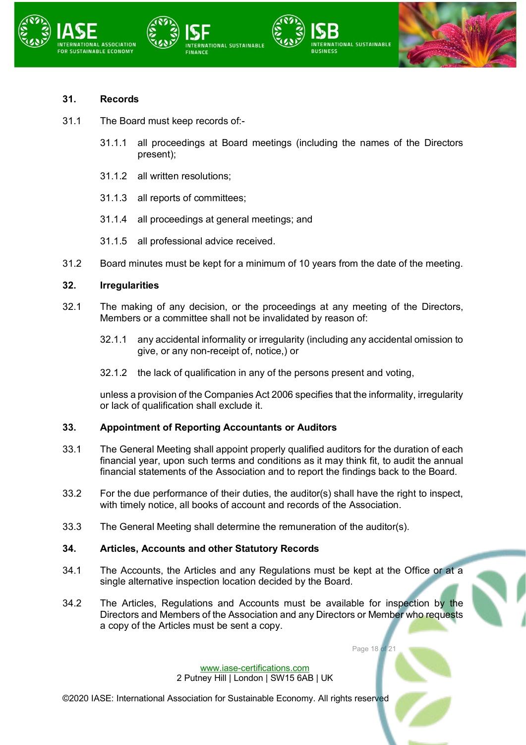## 31. Records

31.1 The Board must keep records of:-

31.1.1 all proceedings at Board meetings (including the names of the Directors present);

31.1.2 all written resolutions;

31.1.3 all reports of committees;

31.1.4 all proceedings at general meetings; and

31.1.5 all professional advice received.

31.2 Board minutes must be kept for a minimum of 10 years from the date of the meeting.

## 32. Irregularities

32.1 The making of any decision, or the proceedings at any meeting of the Directors, Members or a committee shall not be invalidated by reason of:

32.1.1 any accidental informality or irregularity (including any accidental omission to give, or any non-receipt of, notice,) or

32.1.2 the lack of qualification in any of the persons present and voting,

unless a provision of the Companies Act 2006 specifies that the informality, irregularity or lack of qualification shall exclude it.

## 33. Appointment of Reporting Accountants or Auditors

33.1 The General Meeting shall appoint properly qualified auditors for the duration of each financial year, upon such terms and conditions as it may think fit, to audit the annual financial statements of the Association and to report the findings back to the Board.

33.2 For the due performance of their duties, the auditor(s) shall have the right to inspect, with timely notice, all books of account and records of the Association.

33.3 The General Meeting shall determine the remuneration of the auditor(s).

## 34. Articles, Accounts and other Statutory Records

34.1 The Accounts, the Articles and any Regulations must be kept at the Office or at a single alternative inspection location decided by the Board.

34.2 The Articles, Regulations and Accounts must be available for inspection by the Directors and Members of the Association and any Directors or Member who requests a copy of the Articles must be sent a copy.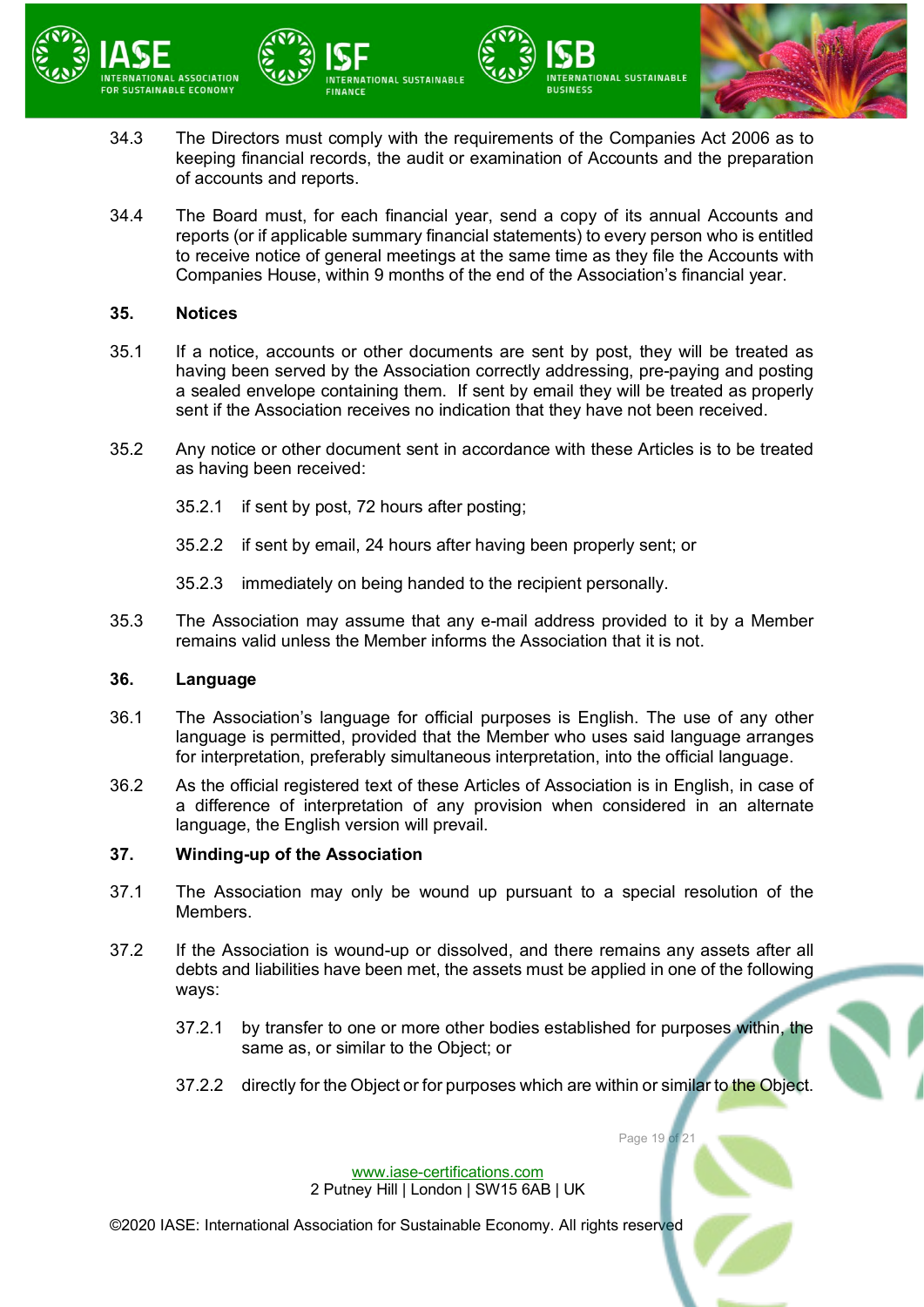34.3 The Directors must comply with the requirements of the Companies Act 2006 as to keeping financial records, the audit or examination of Accounts and the preparation of accounts and reports.

34.4 The Board must, for each financial year, send a copy of its annual Accounts and reports (or if applicable summary financial statements) to every person who is entitled to receive notice of general meetings at the same time as they file the Accounts with Companies House, within 9 months of the end of the Association's financial year.

## 35. Notices

35.1 If a notice, accounts or other documents are sent by post, they will be treated as having been served by the Association correctly addressing, pre-paying and posting a sealed envelope containing them. If sent by email they will be treated as properly sent if the Association receives no indication that they have not been received.

35.2 Any notice or other document sent in accordance with these Articles is to be treated as having been received:

35.2.1 if sent by post, 72 hours after posting;

35.2.2 if sent by email, 24 hours after having been properly sent; or

35.2.3 immediately on being handed to the recipient personally.

35.3 The Association may assume that any e-mail address provided to it by a Member remains valid unless the Member informs the Association that it is not.

## 36. Language

36.1 The Association's language for official purposes is English. The use of any other language is permitted, provided that the Member who uses said language arranges for interpretation, preferably simultaneous interpretation, into the official language.

36.2 As the official registered text of these Articles of Association is in English, in case of a difference of interpretation of any provision when considered in an alternate language, the English version will prevail.

## 37. Winding-up of the Association

37.1 The Association may only be wound up pursuant to a special resolution of the Members.

37.2 If the Association is wound-up or dissolved, and there remains any assets after all debts and liabilities have been met, the assets must be applied in one of the following ways:

37.2.1 by transfer to one or more other bodies established for purposes within, the same as, or similar to the Object; or

37.2.2 directly for the Object or for purposes which are within or similar to the Object.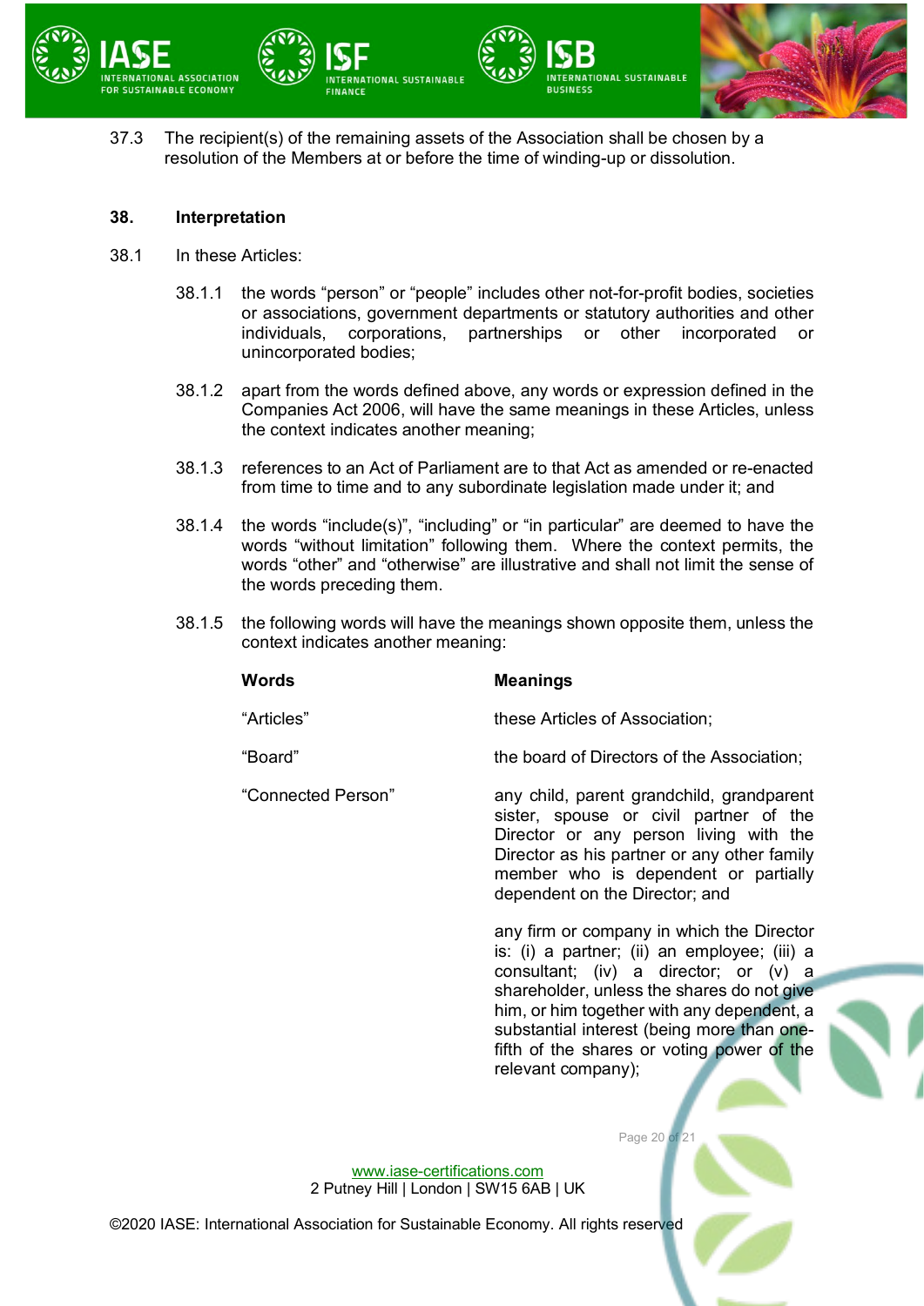37.3 The recipient(s) of the remaining assets of the Association shall be chosen by a resolution of the Members at or before the time of winding-up or dissolution.

## 38. Interpretation

38.1 In these Articles:

38.1.1 the words "person" or "people" includes other not-for-profit bodies, societies or associations, government departments or statutory authorities and other individuals, corporations, partnerships or other incorporated or unincorporated bodies;

38.1.2 apart from the words defined above, any words or expression defined in the Companies Act 2006, will have the same meanings in these Articles, unless the context indicates another meaning;

38.1.3 references to an Act of Parliament are to that Act as amended or re-enacted from time to time and to any subordinate legislation made under it; and

38.1.4 the words "include(s)", "including" or "in particular" are deemed to have the words "without limitation" following them. Where the context permits, the words "other" and "otherwise" are illustrative and shall not limit the sense of the words preceding them.

38.1.5 the following words will have the meanings shown opposite them, unless the context indicates another meaning:

| **Words** | **Meanings** |
|---|---|
| "Articles" | these Articles of Association; |
| "Board" | the board of Directors of the Association; |
| "Connected Person" | any child, parent grandchild, grandparent sister, spouse or civil partner of the Director or any person living with the Director as his partner or any other family member who is dependent or partially dependent on the Director; and<br><br>any firm or company in which the Director is: (i) a partner; (ii) an employee; (iii) a consultant; (iv) a director; or (v) a shareholder, unless the shares do not give him, or him together with any dependent, a substantial interest (being more than one-fifth of the shares or voting power of the relevant company); |

www.iase-certifications.com
2 Putney Hill | London | SW15 6AB | UK

©2020 IASE: International Association for Sustainable Economy. All rights reserved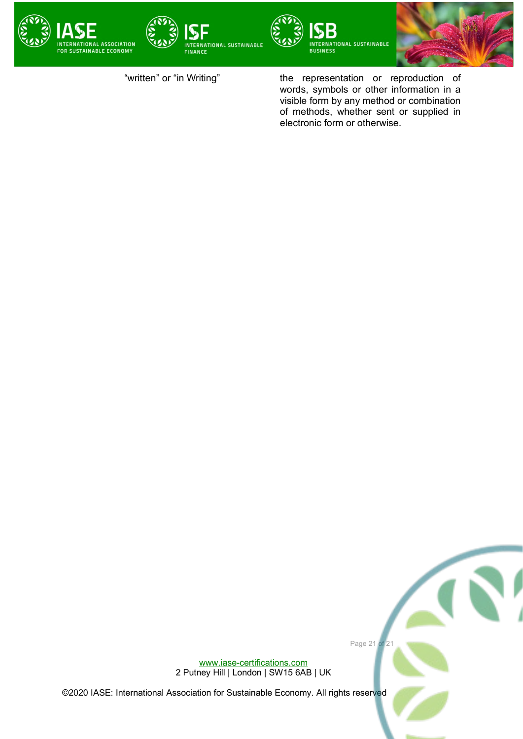| | |
|---|---|
| “written” or “in Writing” | the representation or reproduction of words, symbols or other information in a visible form by any method or combination of methods, whether sent or supplied in electronic form or otherwise. |